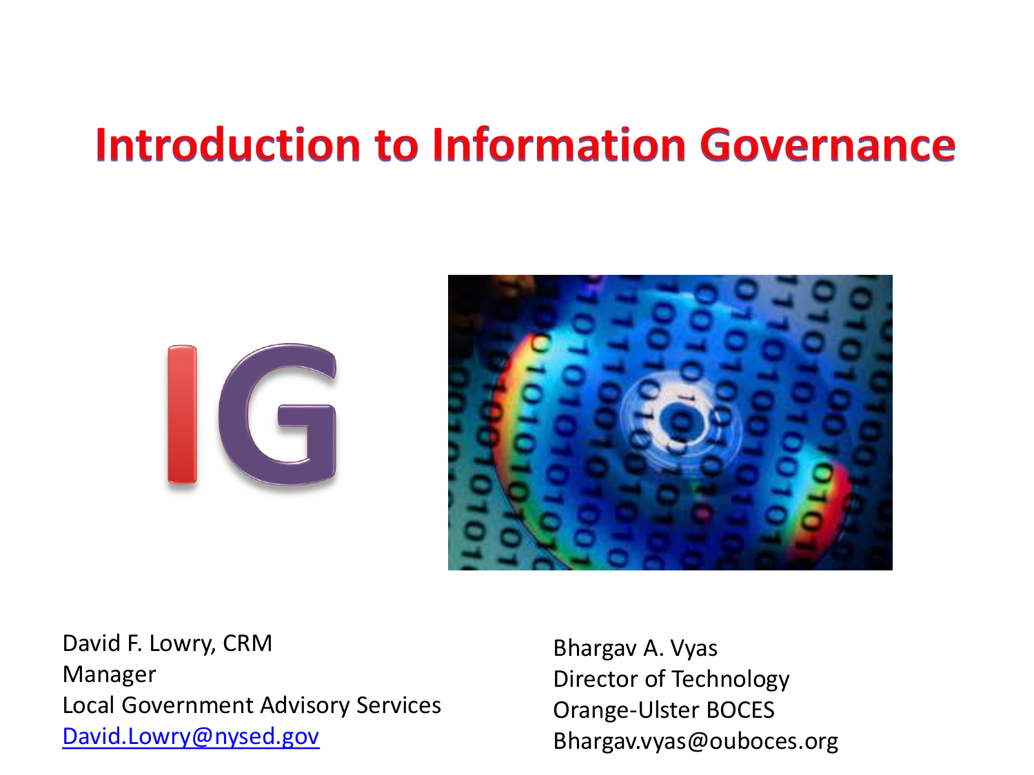# Introduction to Information Governance

David F. Lowry, CRM
Manager
Local Government Advisory Services
David.Lowry@nysed.gov

Bhargav A. Vyas
Director of Technology
Orange-Ulster BOCES
Bhargav.vyas@ouboces.org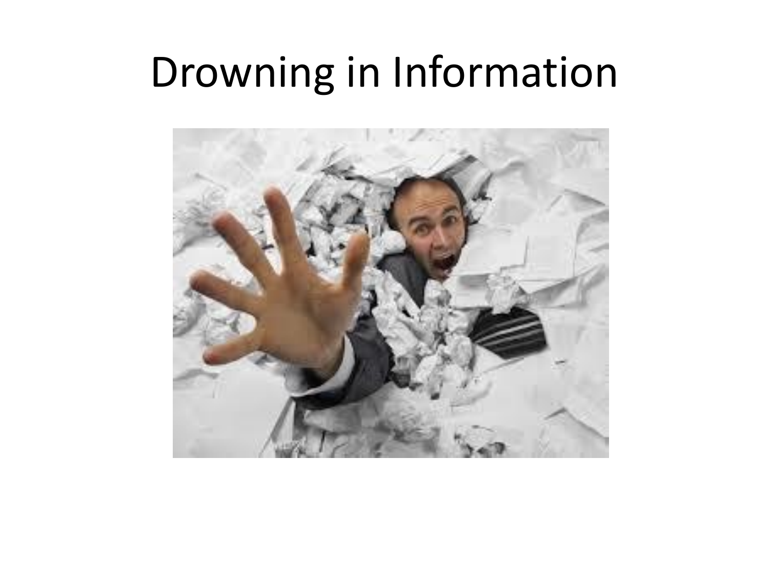# Drowning in Information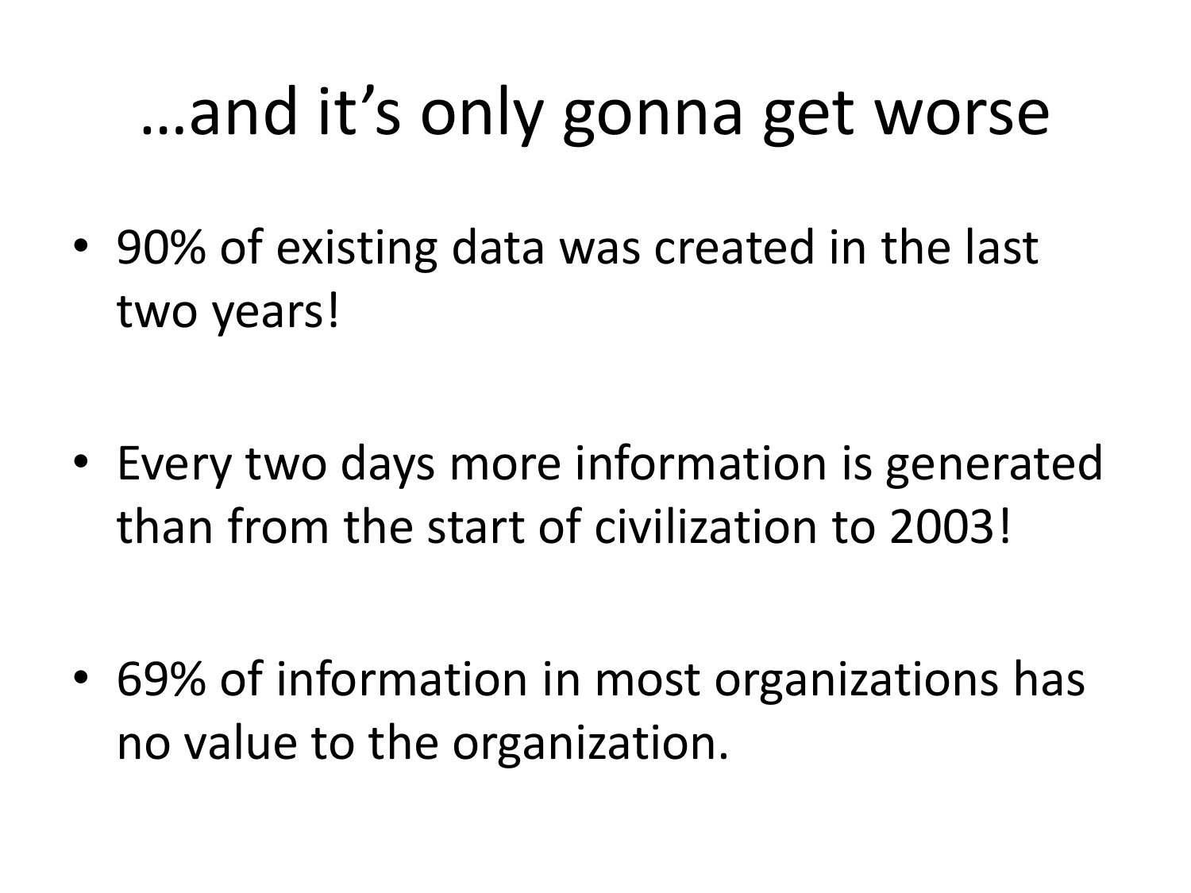# …and it's only gonna get worse

- 90% of existing data was created in the last two years!
- Every two days more information is generated than from the start of civilization to 2003!
- 69% of information in most organizations has no value to the organization.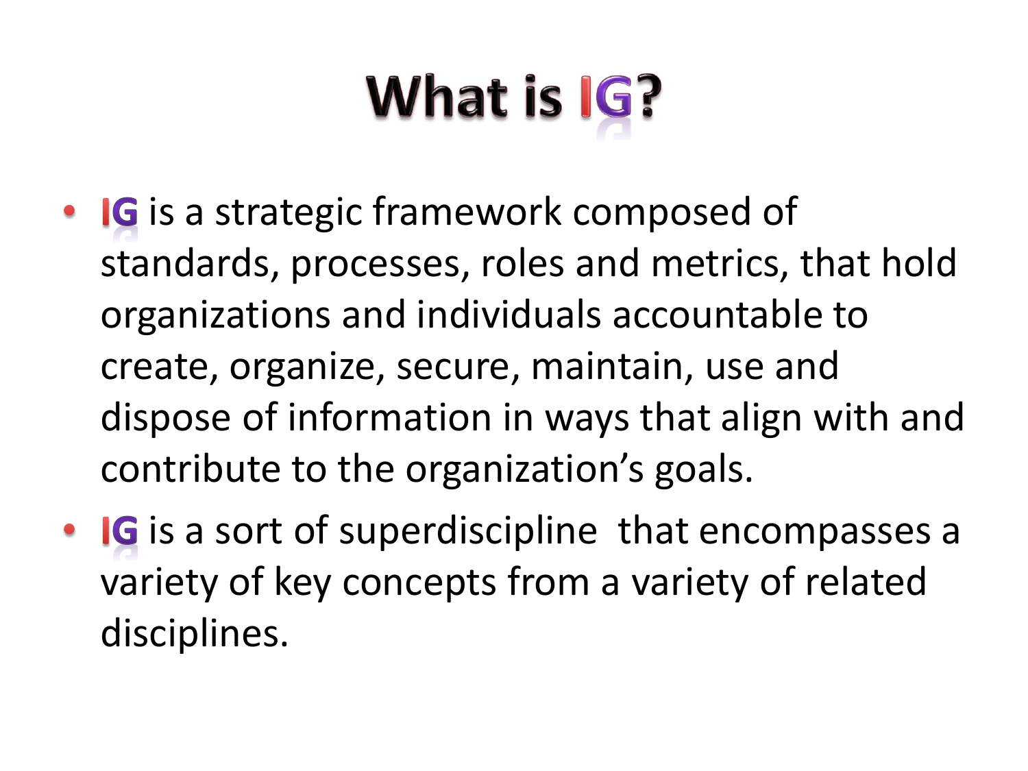# What is IG?

- **IG** is a strategic framework composed of standards, processes, roles and metrics, that hold organizations and individuals accountable to create, organize, secure, maintain, use and dispose of information in ways that align with and contribute to the organization's goals.
- **IG** is a sort of superdiscipline that encompasses a variety of key concepts from a variety of related disciplines.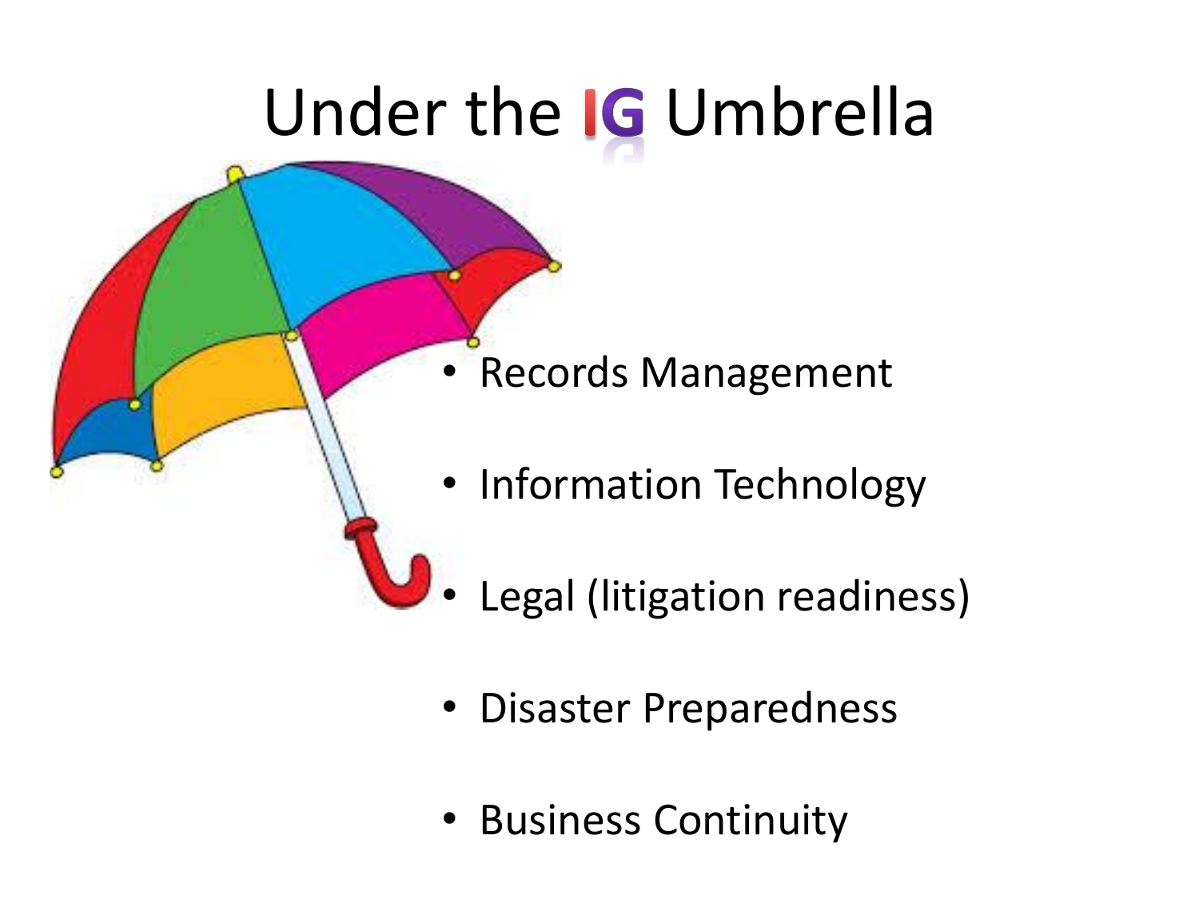# Under the IG Umbrella

- Records Management
- Information Technology
- Legal (litigation readiness)
- Disaster Preparedness
- Business Continuity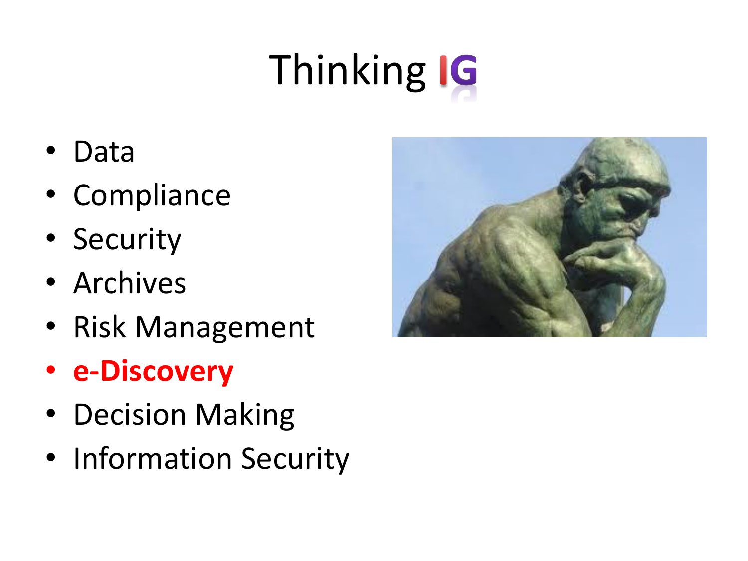# Thinking IG

- Data
- Compliance
- Security
- Archives
- Risk Management
- **e-Discovery**
- Decision Making
- Information Security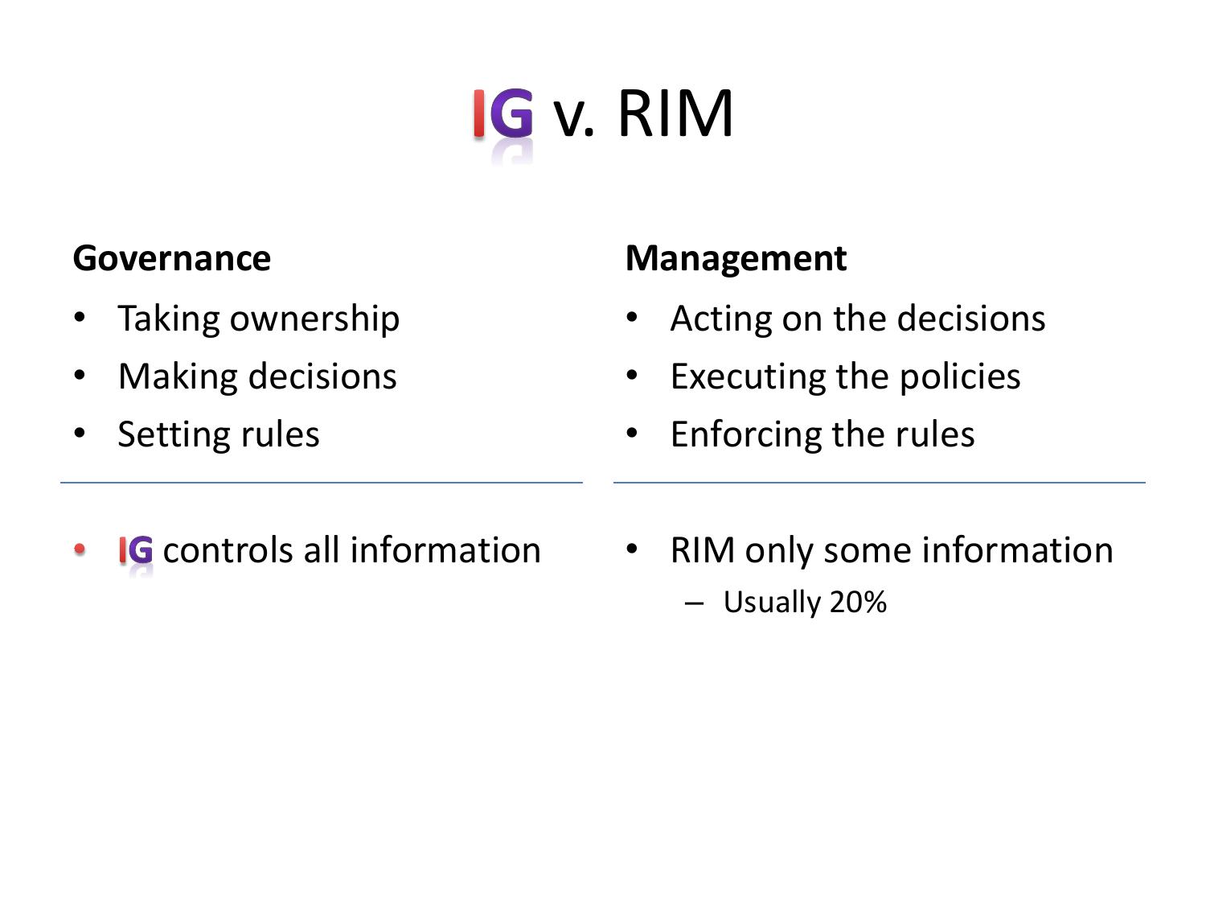# IG v. RIM

**Governance**

- Taking ownership
- Making decisions
- Setting rules

---

- IG controls all information

**Management**

- Acting on the decisions
- Executing the policies
- Enforcing the rules

---

- RIM only some information
  - Usually 20%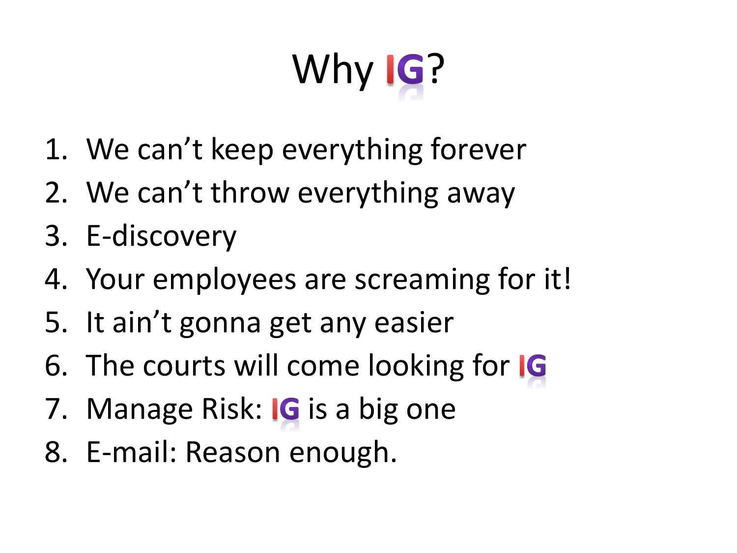# Why IG?

1. We can't keep everything forever
2. We can't throw everything away
3. E-discovery
4. Your employees are screaming for it!
5. It ain't gonna get any easier
6. The courts will come looking for IG
7. Manage Risk: IG is a big one
8. E-mail: Reason enough.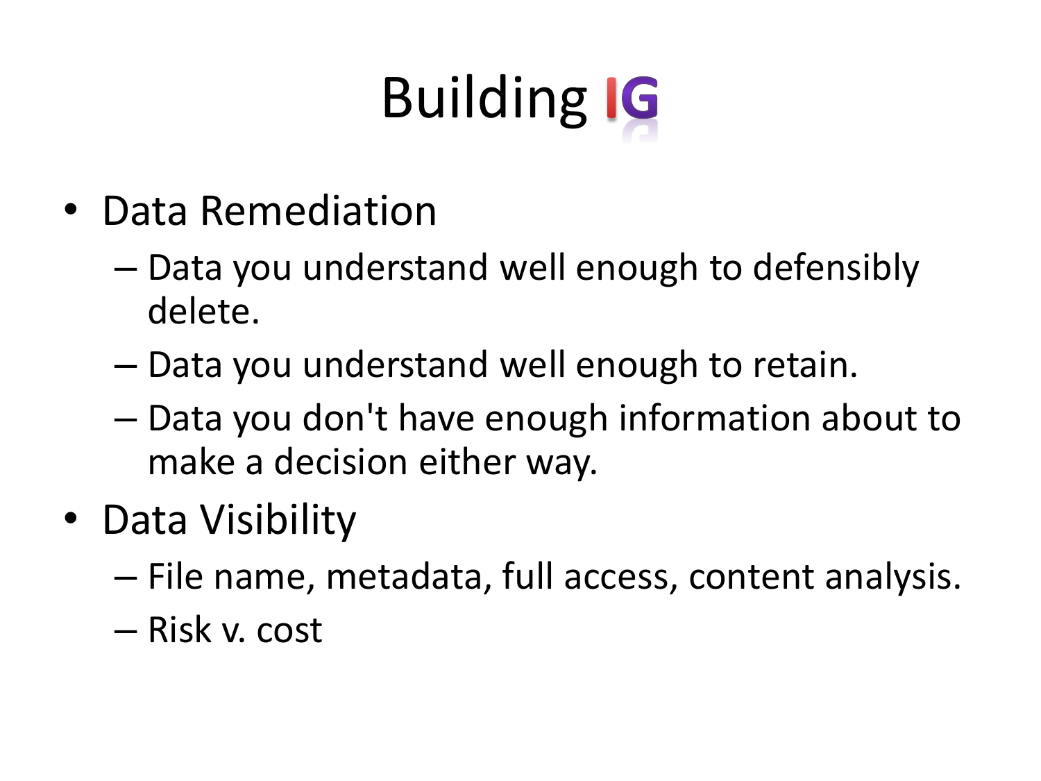# Building IG

- Data Remediation
  - Data you understand well enough to defensibly delete.
  - Data you understand well enough to retain.
  - Data you don't have enough information about to make a decision either way.
- Data Visibility
  - File name, metadata, full access, content analysis.
  - Risk v. cost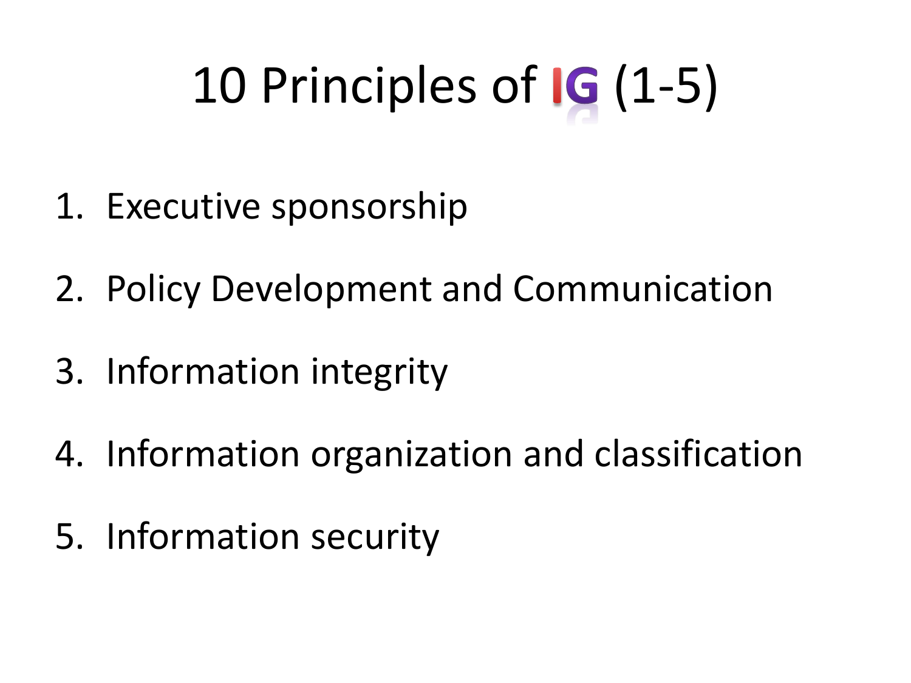# 10 Principles of IG (1-5)

1. Executive sponsorship
2. Policy Development and Communication
3. Information integrity
4. Information organization and classification
5. Information security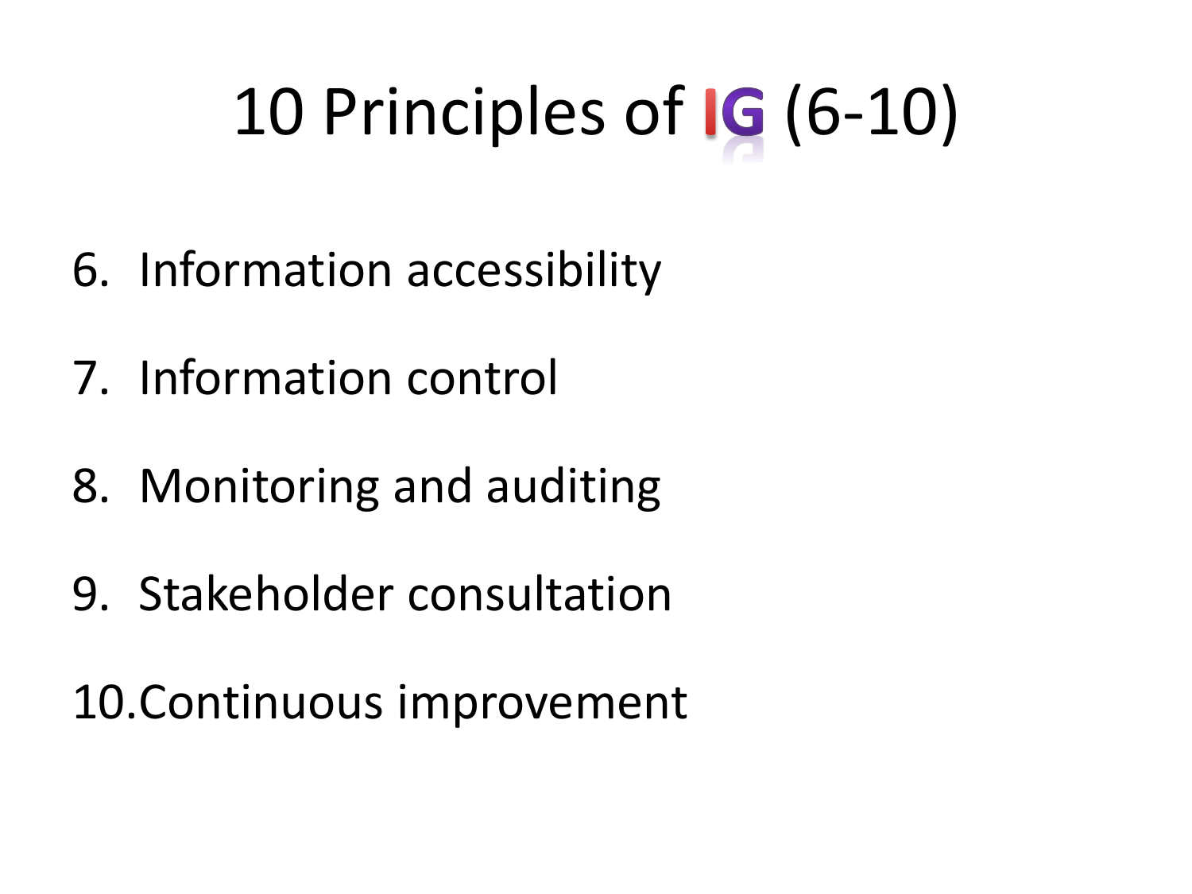# 10 Principles of IG (6-10)

6. Information accessibility
7. Information control
8. Monitoring and auditing
9. Stakeholder consultation
10. Continuous improvement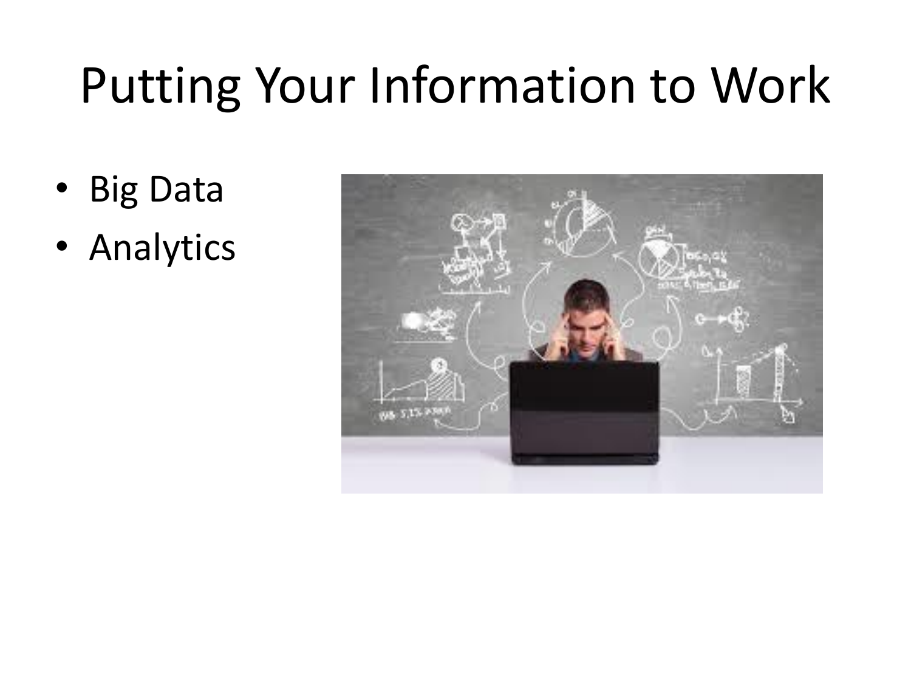# Putting Your Information to Work

- Big Data
- Analytics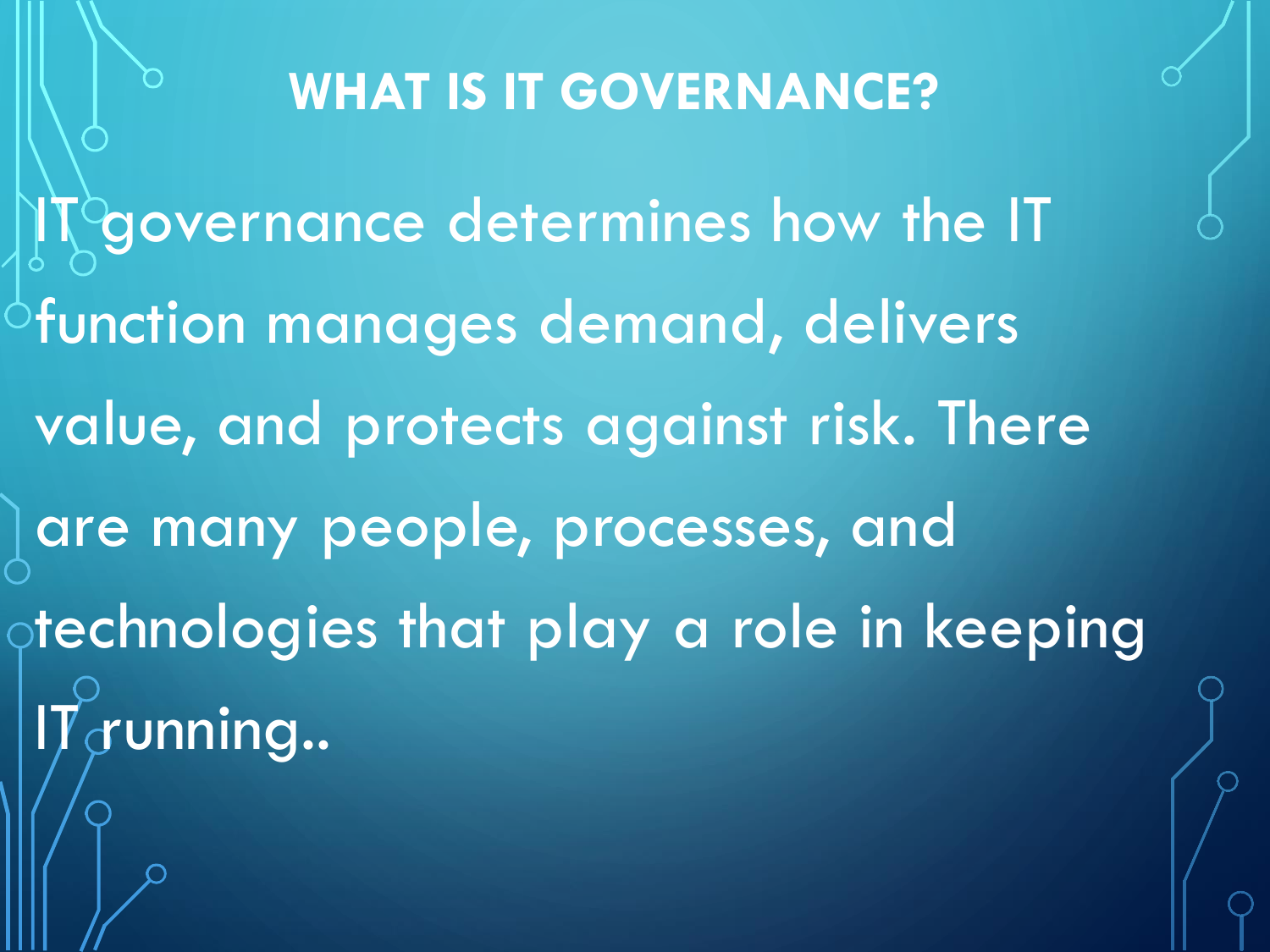# WHAT IS IT GOVERNANCE?

IT governance determines how the IT function manages demand, delivers value, and protects against risk. There are many people, processes, and technologies that play a role in keeping IT running..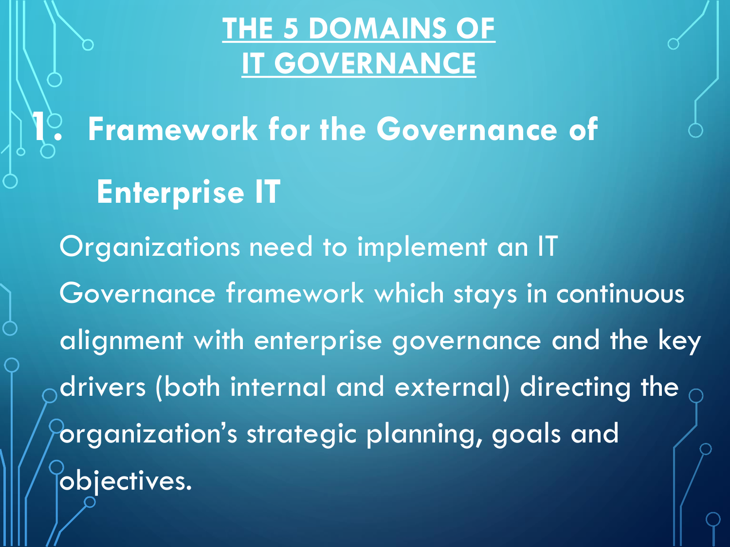# THE 5 DOMAINS OF IT GOVERNANCE

## 1. Framework for the Governance of Enterprise IT

Organizations need to implement an IT Governance framework which stays in continuous alignment with enterprise governance and the key drivers (both internal and external) directing the organization's strategic planning, goals and objectives.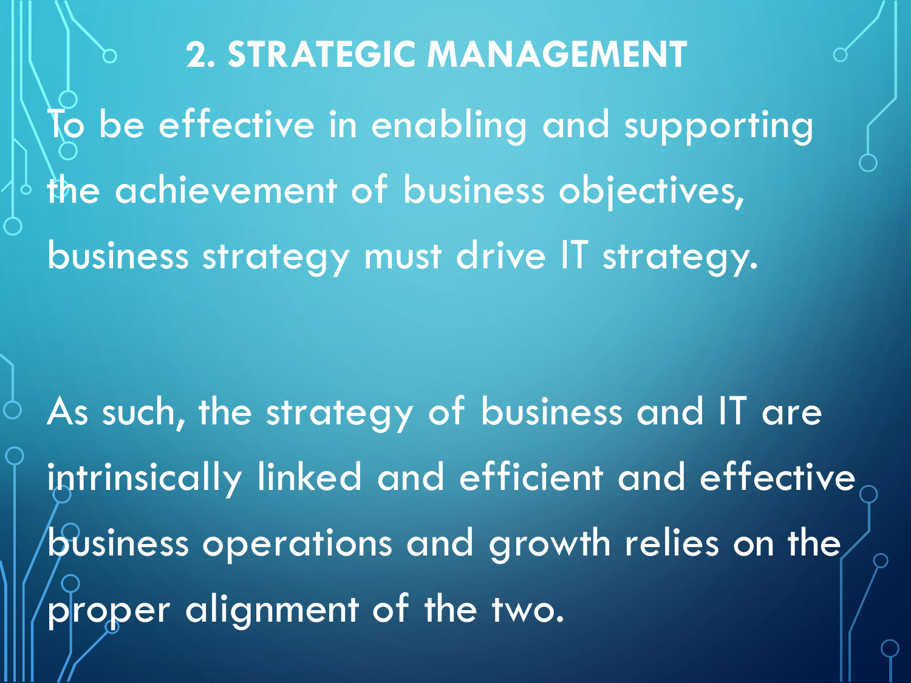## 2. STRATEGIC MANAGEMENT

To be effective in enabling and supporting the achievement of business objectives, business strategy must drive IT strategy.

As such, the strategy of business and IT are intrinsically linked and efficient and effective business operations and growth relies on the proper alignment of the two.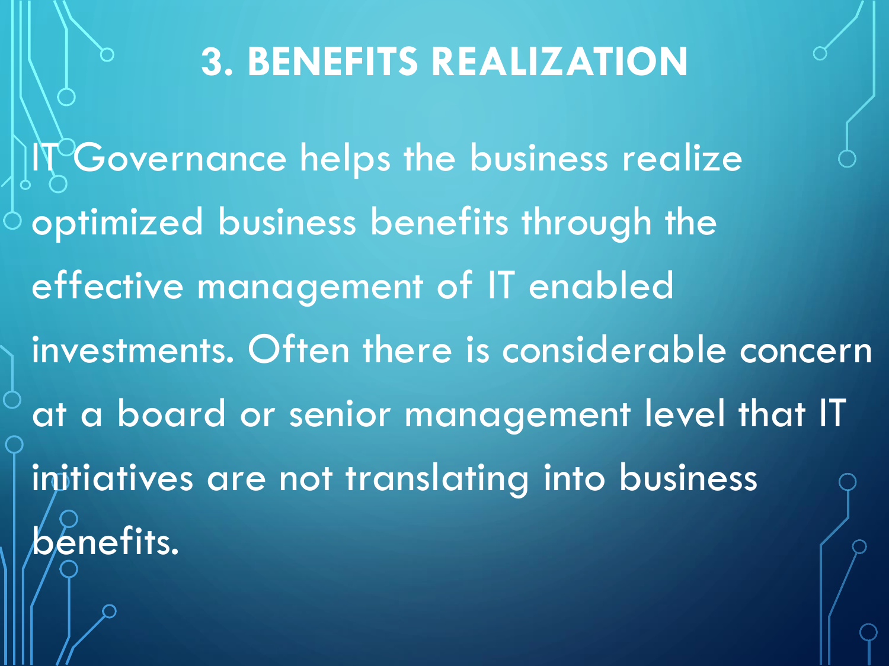# 3. BENEFITS REALIZATION

IT Governance helps the business realize optimized business benefits through the effective management of IT enabled investments. Often there is considerable concern at a board or senior management level that IT initiatives are not translating into business benefits.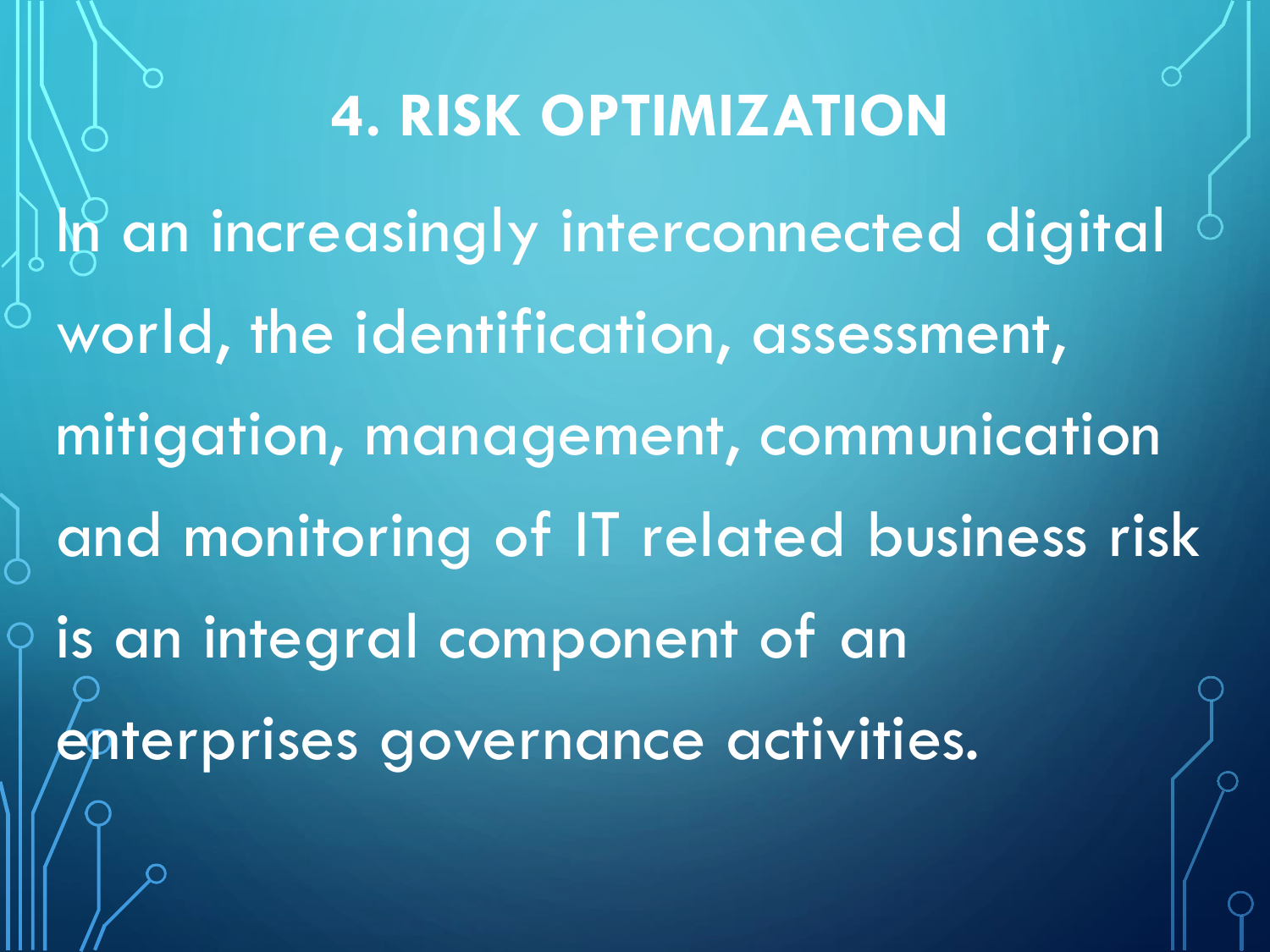# 4. RISK OPTIMIZATION

In an increasingly interconnected digital world, the identification, assessment, mitigation, management, communication and monitoring of IT related business risk is an integral component of an enterprises governance activities.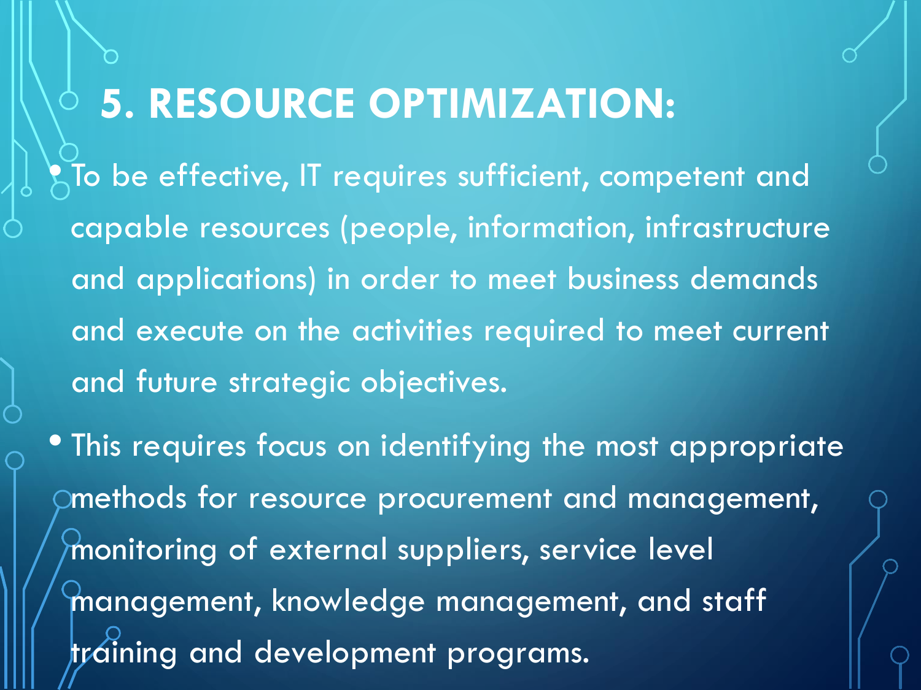# 5. RESOURCE OPTIMIZATION:

- To be effective, IT requires sufficient, competent and capable resources (people, information, infrastructure and applications) in order to meet business demands and execute on the activities required to meet current and future strategic objectives.
- This requires focus on identifying the most appropriate methods for resource procurement and management, monitoring of external suppliers, service level management, knowledge management, and staff training and development programs.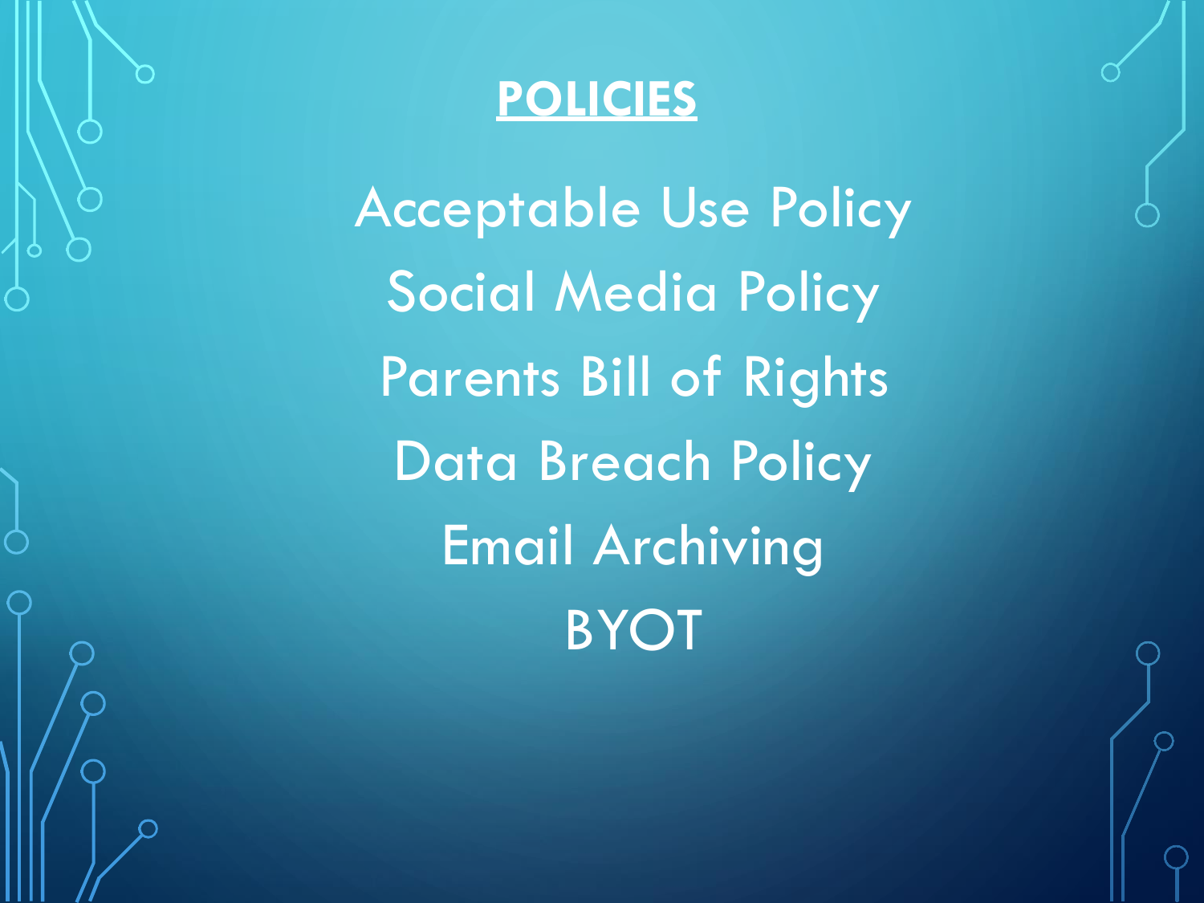# POLICIES

Acceptable Use Policy

Social Media Policy

Parents Bill of Rights

Data Breach Policy

Email Archiving

BYOT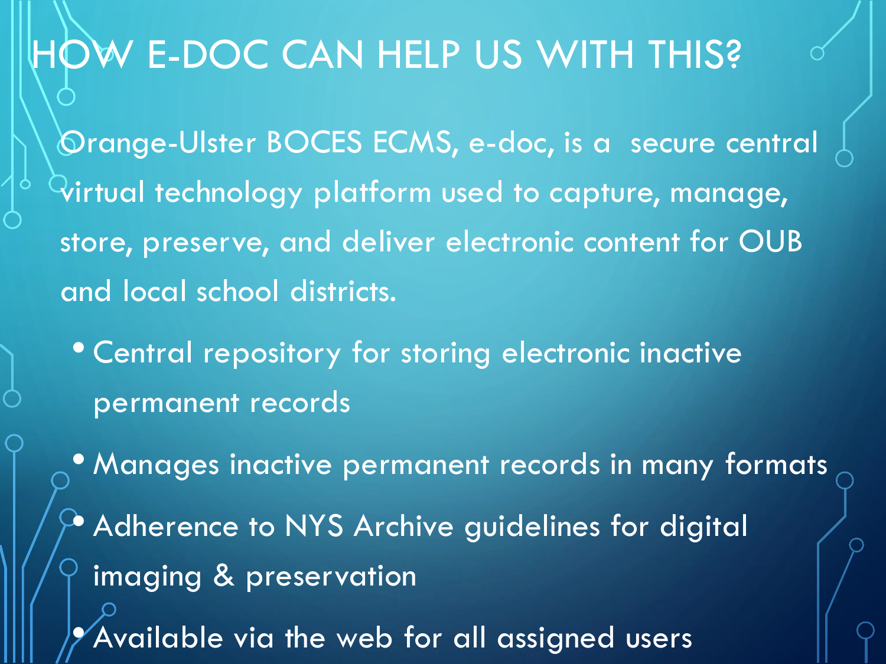# HOW E-DOC CAN HELP US WITH THIS?

Orange-Ulster BOCES ECMS, e-doc, is a secure central virtual technology platform used to capture, manage, store, preserve, and deliver electronic content for OUB and local school districts.

- Central repository for storing electronic inactive permanent records
- Manages inactive permanent records in many formats
- Adherence to NYS Archive guidelines for digital imaging & preservation
- Available via the web for all assigned users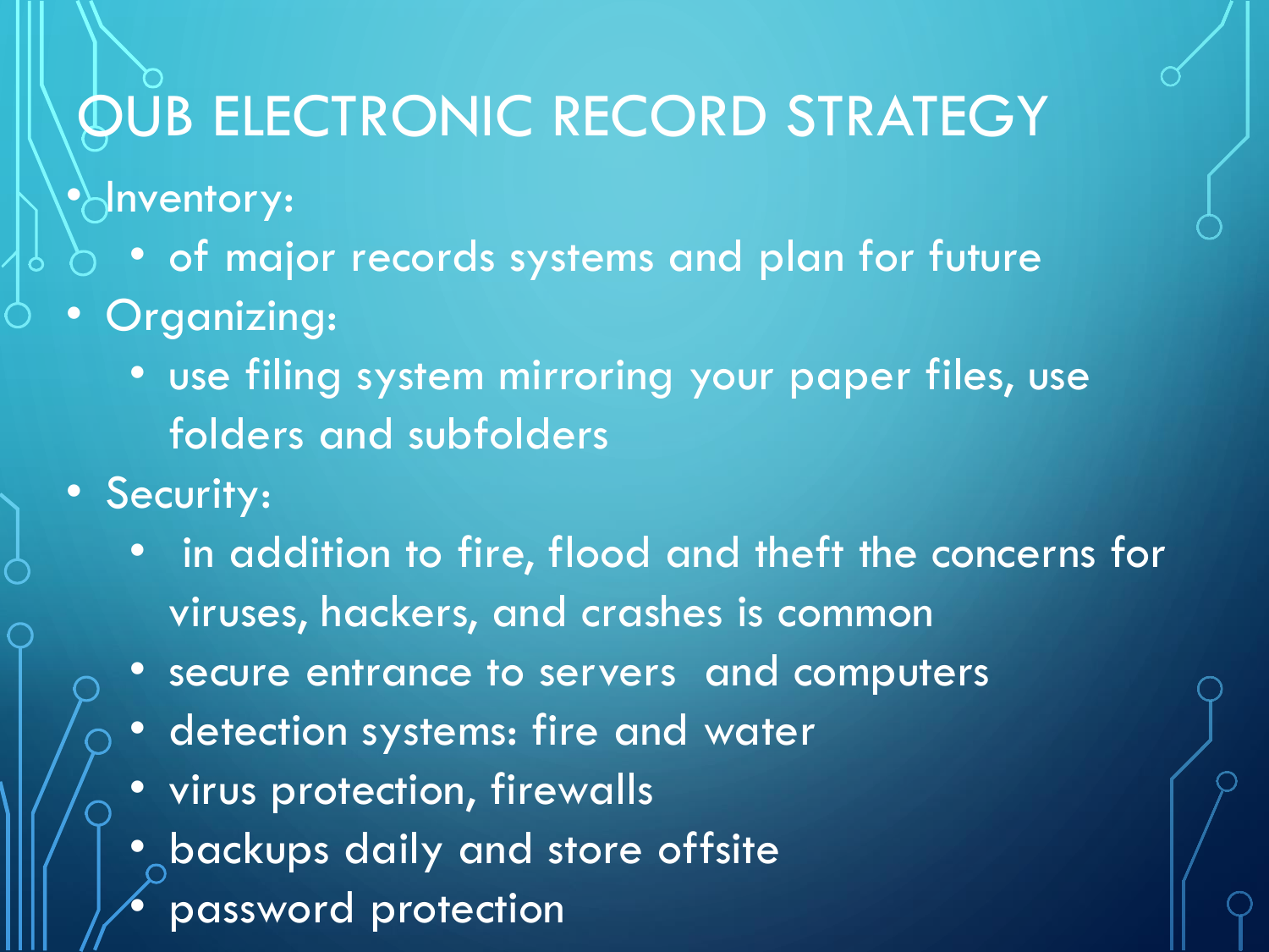# OUB ELECTRONIC RECORD STRATEGY

- Inventory:
  - of major records systems and plan for future
- Organizing:
  - use filing system mirroring your paper files, use folders and subfolders
- Security:
  - in addition to fire, flood and theft the concerns for viruses, hackers, and crashes is common
  - secure entrance to servers and computers
  - detection systems: fire and water
  - virus protection, firewalls
  - backups daily and store offsite
  - password protection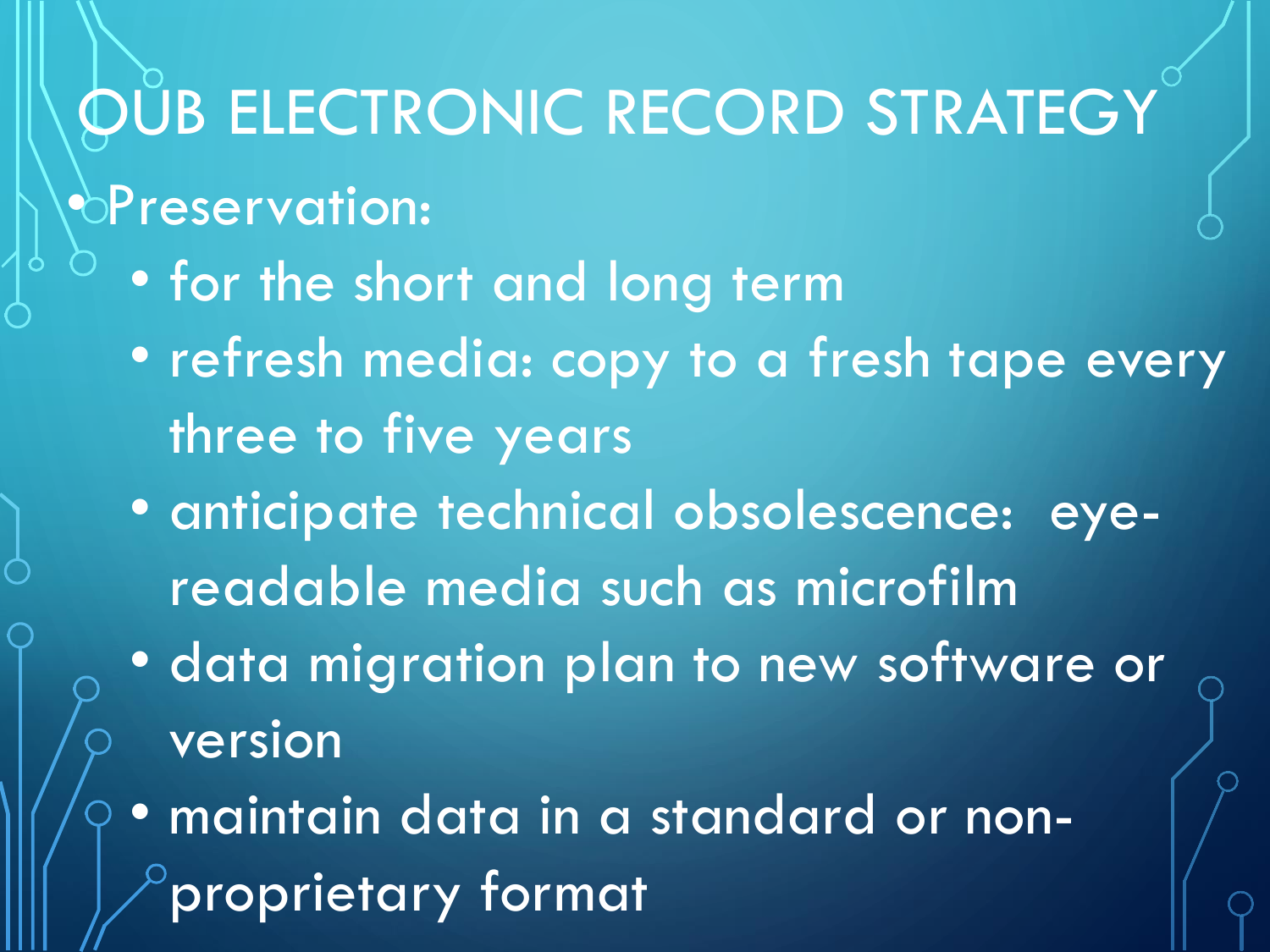# QUB ELECTRONIC RECORD STRATEGY

- Preservation:
  - for the short and long term
  - refresh media: copy to a fresh tape every three to five years
  - anticipate technical obsolescence: eye-readable media such as microfilm
  - data migration plan to new software or version
  - maintain data in a standard or non-proprietary format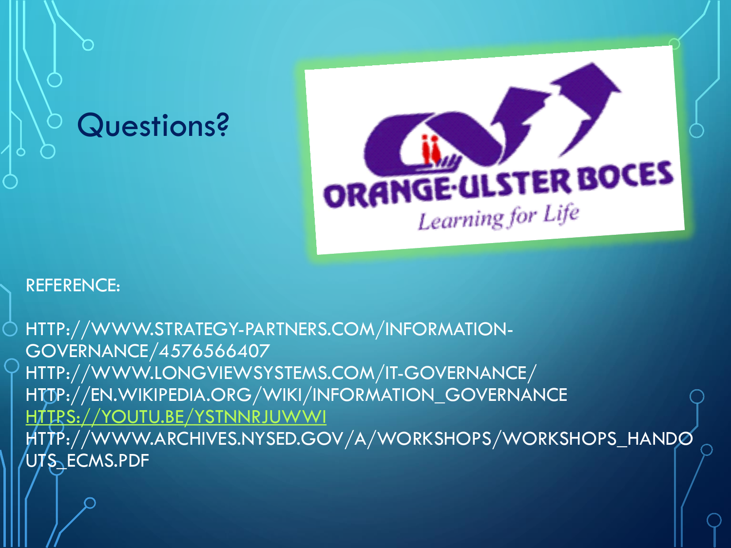# Questions?

ORANGE-ULSTER BOCES

*Learning for Life*

REFERENCE:

HTTP://WWW.STRATEGY-PARTNERS.COM/INFORMATION-GOVERNANCE/4576566407
HTTP://WWW.LONGVIEWSYSTEMS.COM/IT-GOVERNANCE/
HTTP://EN.WIKIPEDIA.ORG/WIKI/INFORMATION_GOVERNANCE
HTTPS://YOUTU.BE/YSTNNRJUWWI
HTTP://WWW.ARCHIVES.NYSED.GOV/A/WORKSHOPS/WORKSHOPS_HANDOUTS_ECMS.PDF